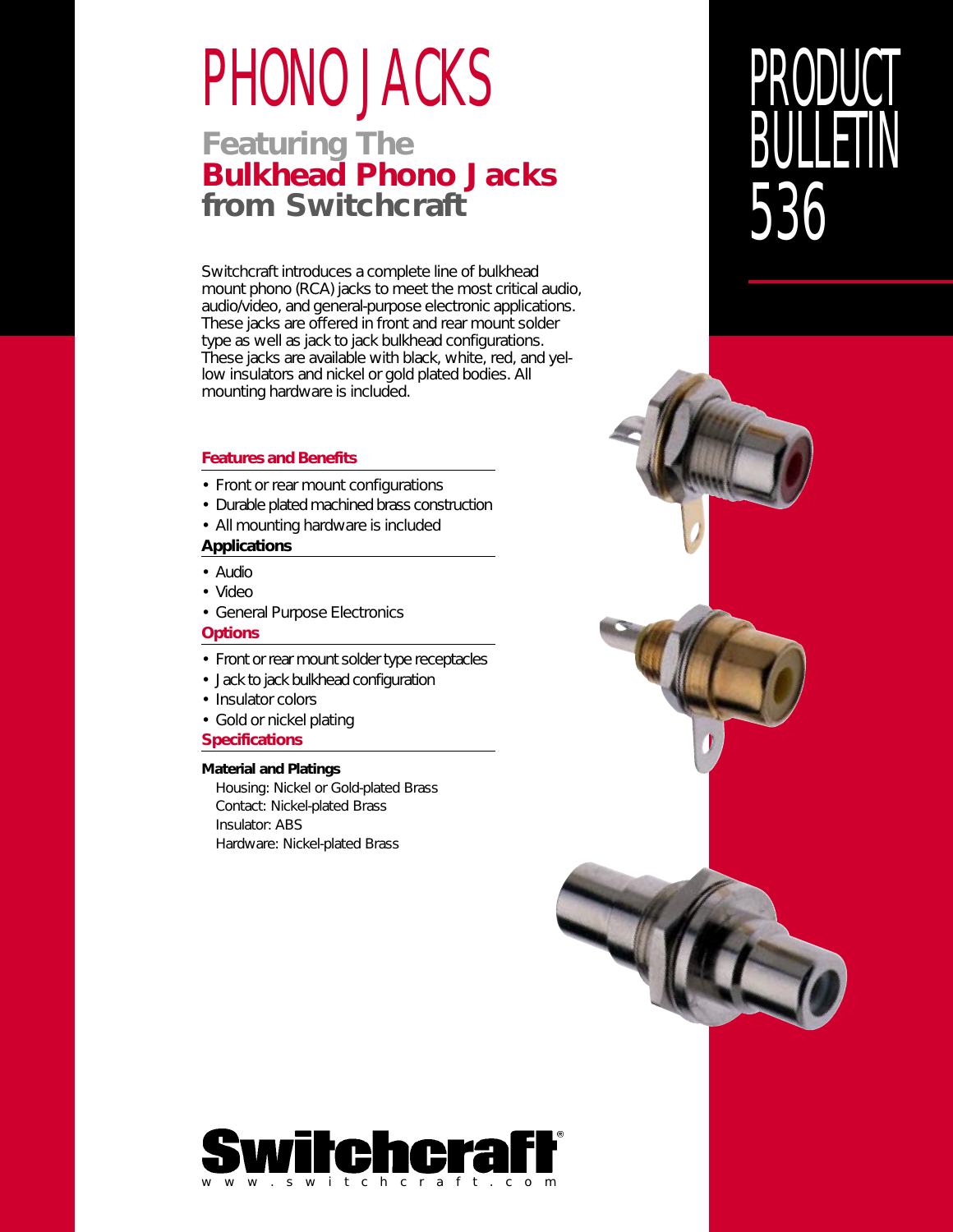# PHONO JACKS

## Featuring The **Bulkhead Phono Jacks** from Switchcraft

PRODUCT BULLETIN 536

Switchcraft introduces a complete line of bulkhead mount phono (RCA) jacks to meet the most critical audio, audio/video, and general-purpose electronic applications. These jacks are offered in front and rear mount solder type as well as jack to jack bulkhead configurations. These jacks are available with black, white, red, and yellow insulators and nickel or gold plated bodies. All mounting hardware is included.

### Features and Benefits

- Front or rear mount configurations
- Durable plated machined brass construction
- All mounting hardware is included

### Applications

- Audio
- Video
- General Purpose Electronics

### Options

- Front or rear mount solder type receptacles
- Jack to jack bulkhead configuration
- Insulator colors
- Gold or nickel plating

### Specifications

**Material and Platings**

Housing: Nickel or Gold-plated Brass
Contact: Nickel-plated Brass
Insulator: ABS
Hardware: Nickel-plated Brass

**Switchcraft®**
www.switchcraft.com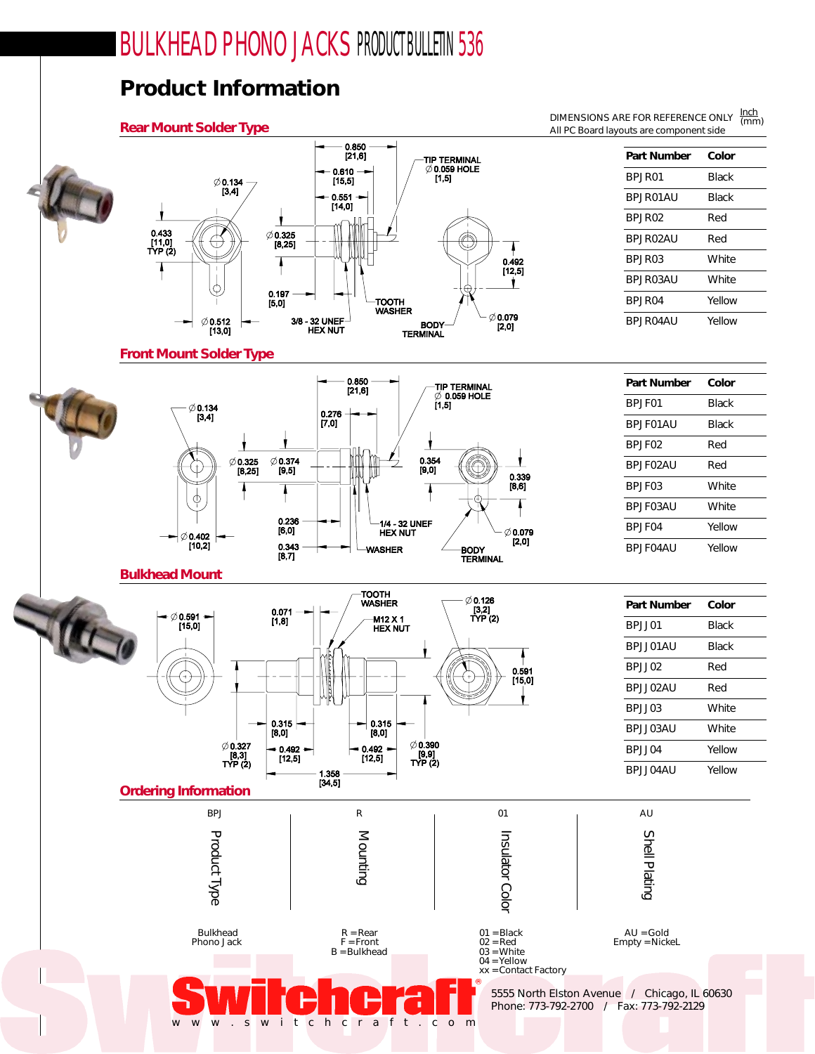# BULKHEAD PHONO JACKS PRODUCT BULLETIN 536

## Product Information

DIMENSIONS ARE FOR REFERENCE ONLY Inch (mm)
All PC Board layouts are component side

### Rear Mount Solder Type

0.850 [21,6]
0.610 [15,5]
0.551 [14,0]
TIP TERMINAL ∅0.059 HOLE [1,5]
∅0.134 [3,4]
0.433 [11,0] TYP (2)
∅0.325 [8,25]
0.492 [12,5]
0.197 [5,0]
TOOTH WASHER
∅0.512 [13,0]
3/8 - 32 UNEF HEX NUT
BODY TERMINAL
∅0.079 [2,0]

| Part Number | Color |
|---|---|
| BPJR01 | Black |
| BPJR01AU | Black |
| BPJR02 | Red |
| BPJR02AU | Red |
| BPJR03 | White |
| BPJR03AU | White |
| BPJR04 | Yellow |
| BPJR04AU | Yellow |

### Front Mount Solder Type

0.850 [21,6]
TIP TERMINAL ∅ 0.059 HOLE [1,5]
∅0.134 [3,4]
0.276 [7,0]
∅0.325 [8,25]
∅0.374 [9,5]
0.354 [9,0]
0.339 [8,6]
0.236 [6,0]
1/4 - 32 UNEF HEX NUT
∅0.079 [2,0]
∅0.402 [10,2]
0.343 [8,7]
WASHER
BODY TERMINAL

| Part Number | Color |
|---|---|
| BPJF01 | Black |
| BPJF01AU | Black |
| BPJF02 | Red |
| BPJF02AU | Red |
| BPJF03 | White |
| BPJF03AU | White |
| BPJF04 | Yellow |
| BPJF04AU | Yellow |

### Bulkhead Mount

TOOTH WASHER
∅0.126 [3,2] TYP (2)
∅0.591 [15,0]
0.071 [1,8]
M12 X 1 HEX NUT
0.591 [15,0]
0.315 [8,0]
0.315 [8,0]
∅0.327 [8,3] TYP (2)
0.492 [12,5]
0.492 [12,5]
∅0.390 [9,9] TYP (2)
1.358 [34,5]

| Part Number | Color |
|---|---|
| BPJJ01 | Black |
| BPJJ01AU | Black |
| BPJJ02 | Red |
| BPJJ02AU | Red |
| BPJJ03 | White |
| BPJJ03AU | White |
| BPJJ04 | Yellow |
| BPJJ04AU | Yellow |

### Ordering Information

| BPJ | R | 01 | AU |
|---|---|---|---|
| Product Type | Mounting | Insulator Color | Shell Plating |
| Bulkhead Phono Jack | R = Rear<br>F = Front<br>B = Bulkhead | 01 = Black<br>02 = Red<br>03 = White<br>04 = Yellow<br>xx = Contact Factory | AU = Gold<br>Empty = NickeL |

Switchcraft®
www.switchcraft.com
5555 North Elston Avenue / Chicago, IL 60630
Phone: 773-792-2700 / Fax: 773-792-2129